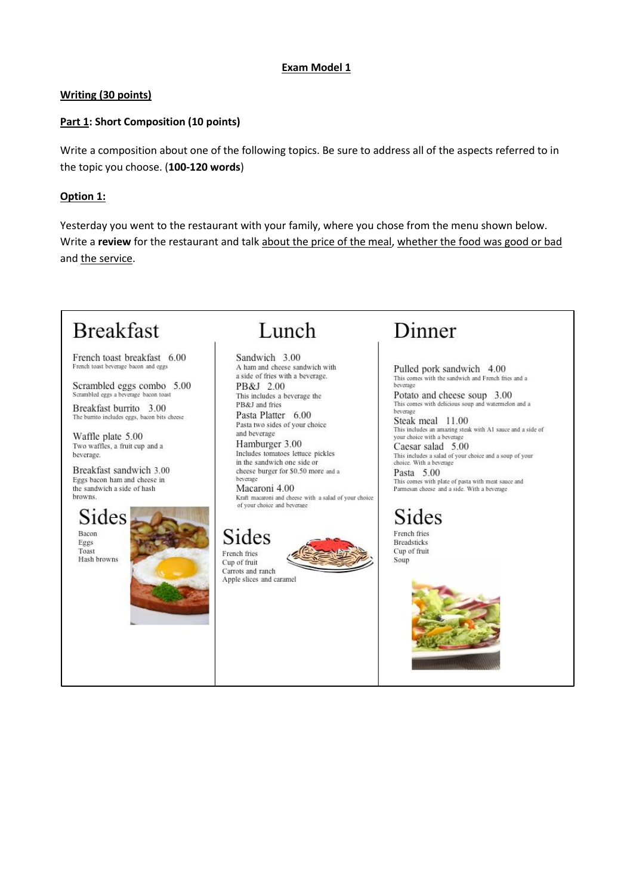**Exam Model 1**

**Writing (30 points)**

**Part 1: Short Composition (10 points)**

Write a composition about one of the following topics. Be sure to address all of the aspects referred to in the topic you choose. (**100-120 words**)

**Option 1:**

Yesterday you went to the restaurant with your family, where you chose from the menu shown below. Write a **review** for the restaurant and talk about the price of the meal, whether the food was good or bad and the service.

# Breakfast

French toast breakfast 6.00
French toast beverage bacon and eggs

Scrambled eggs combo 5.00
Scrambled eggs a beverage bacon toast

Breakfast burrito 3.00
The burrito includes eggs, bacon bits cheese

Waffle plate 5.00
Two waffles, a fruit cup and a beverage.

Breakfast sandwich 3.00
Eggs bacon ham and cheese in the sandwich a side of hash browns.

## Sides

- Bacon
- Eggs
- Toast
- Hash browns

# Lunch

Sandwich 3.00
A ham and cheese sandwich with a side of fries with a beverage.

PB&J 2.00
This includes a beverage the PB&J and fries

Pasta Platter 6.00
Pasta two sides of your choice and beverage

Hamburger 3.00
Includes tomatoes lettuce pickles in the sandwich one side or cheese burger for $0.50 more and a beverage

Macaroni 4.00
Kraft macaroni and cheese with a salad of your choice of your choice and beverage

## Sides

- French fries
- Cup of fruit
- Carrots and ranch
- Apple slices and caramel

# Dinner

Pulled pork sandwich 4.00
This comes with the sandwich and French fries and a beverage

Potato and cheese soup 3.00
This comes with delicious soup and watermelon and a beverage

Steak meal 11.00
This includes an amazing steak with A1 sauce and a side of your choice with a beverage

Caesar salad 5.00
This includes a salad of your choice and a soup of your choice. With a beverage

Pasta 5.00
This comes with plate of pasta with meat sauce and Parmesan cheese and a side. With a beverage

## Sides

- French fries
- Breadsticks
- Cup of fruit
- Soup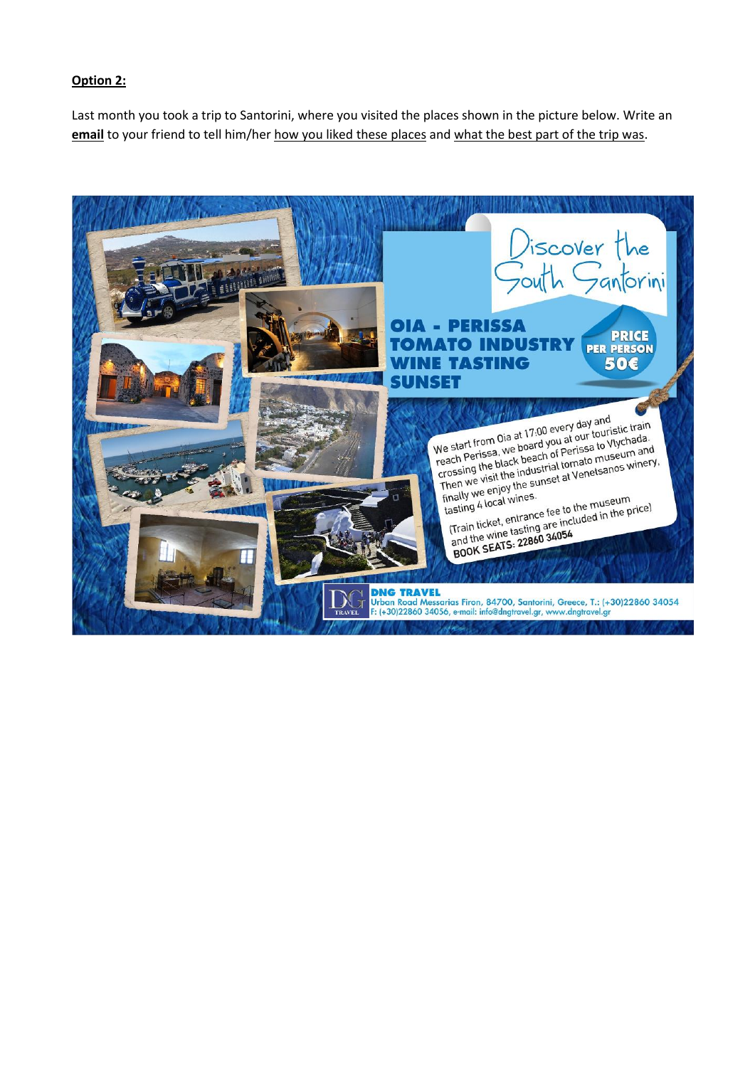**Option 2:**

Last month you took a trip to Santorini, where you visited the places shown in the picture below. Write an **email** to your friend to tell him/her how you liked these places and what the best part of the trip was.

Discover the South Santorini

OIA - PERISSA
TOMATO INDUSTRY
WINE TASTING
SUNSET

PRICE PER PERSON 50€

We start from Oia at 17:00 every day and reach Perissa, we board you at our touristic train crossing the black beach of Perissa to Vlychada. Then we visit the industrial tomato museum and finally we enjoy the sunset at Venetsanos winery, tasting 4 local wines.

(Train ticket, entrance fee to the museum and the wine tasting are included in the price)

BOOK SEATS: 22860 34054

DNG TRAVEL
Urban Road Messarias Firon, 84700, Santorini, Greece, T.: (+30)22860 34054
F: (+30)22860 34056, e-mail: info@dngtravel.gr, www.dngtravel.gr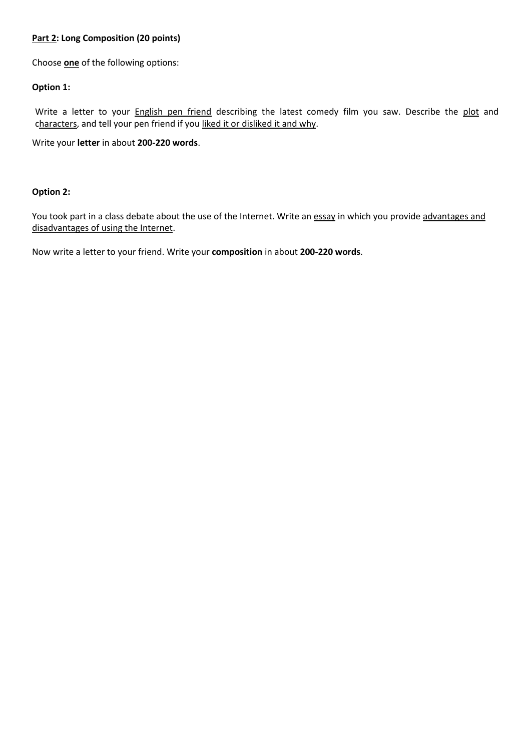**Part 2: Long Composition (20 points)**

Choose **one** of the following options:

**Option 1:**

Write a letter to your English pen friend describing the latest comedy film you saw. Describe the plot and characters, and tell your pen friend if you liked it or disliked it and why.

Write your **letter** in about **200-220 words**.

**Option 2:**

You took part in a class debate about the use of the Internet. Write an essay in which you provide advantages and disadvantages of using the Internet.

Now write a letter to your friend. Write your **composition** in about **200-220 words**.